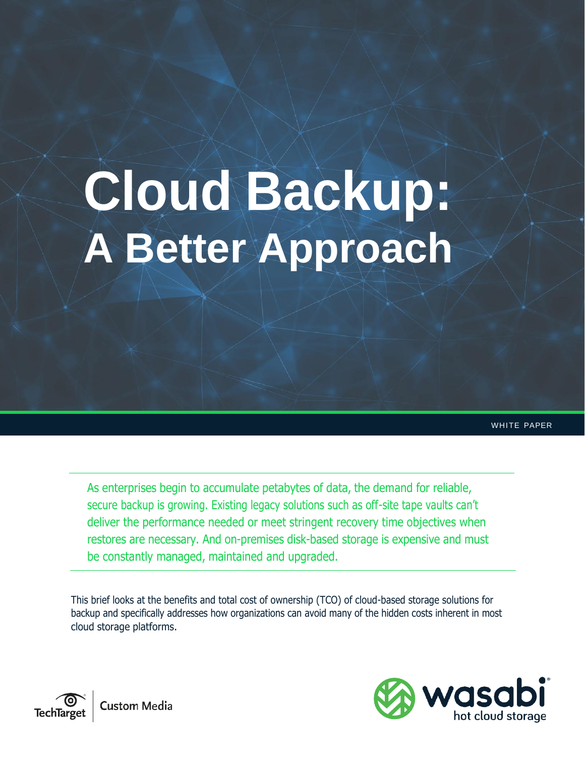# Cloud Backup: A Better Approach

WHITE PAPER

As enterprises begin to accumulate petabytes of data, the demand for reliable, secure backup is growing. Existing legacy solutions such as off-site tape vaults can't deliver the performance needed or meet stringent recovery time objectives when restores are necessary. And on-premises disk-based storage is expensive and must be constantly managed, maintained and upgraded.

This brief looks at the benefits and total cost of ownership (TCO) of cloud-based storage solutions for backup and specifically addresses how organizations can avoid many of the hidden costs inherent in most cloud storage platforms.

TechTarget | Custom Media

wasabi hot cloud storage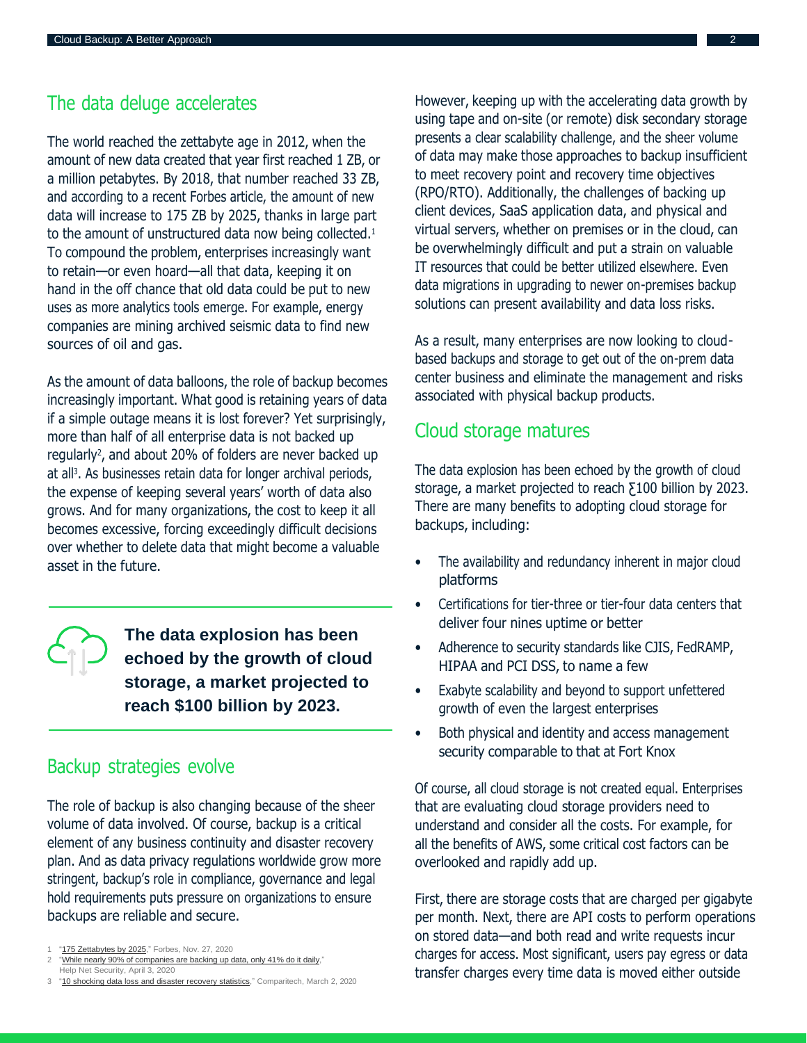## The data deluge accelerates

The world reached the zettabyte age in 2012, when the amount of new data created that year first reached 1 ZB, or a million petabytes. By 2018, that number reached 33 ZB, and according to a recent Forbes article, the amount of new data will increase to 175 ZB by 2025, thanks in large part to the amount of unstructured data now being collected.[1] To compound the problem, enterprises increasingly want to retain—or even hoard—all that data, keeping it on hand in the off chance that old data could be put to new uses as more analytics tools emerge. For example, energy companies are mining archived seismic data to find new sources of oil and gas.

As the amount of data balloons, the role of backup becomes increasingly important. What good is retaining years of data if a simple outage means it is lost forever? Yet surprisingly, more than half of all enterprise data is not backed up regularly[2], and about 20% of folders are never backed up at all[3]. As businesses retain data for longer archival periods, the expense of keeping several years' worth of data also grows. And for many organizations, the cost to keep it all becomes excessive, forcing exceedingly difficult decisions over whether to delete data that might become a valuable asset in the future.

**The data explosion has been echoed by the growth of cloud storage, a market projected to reach $100 billion by 2023.**

## Backup strategies evolve

The role of backup is also changing because of the sheer volume of data involved. Of course, backup is a critical element of any business continuity and disaster recovery plan. And as data privacy regulations worldwide grow more stringent, backup's role in compliance, governance and legal hold requirements puts pressure on organizations to ensure backups are reliable and secure.

However, keeping up with the accelerating data growth by using tape and on-site (or remote) disk secondary storage presents a clear scalability challenge, and the sheer volume of data may make those approaches to backup insufficient to meet recovery point and recovery time objectives (RPO/RTO). Additionally, the challenges of backing up client devices, SaaS application data, and physical and virtual servers, whether on premises or in the cloud, can be overwhelmingly difficult and put a strain on valuable IT resources that could be better utilized elsewhere. Even data migrations in upgrading to newer on-premises backup solutions can present availability and data loss risks.

As a result, many enterprises are now looking to cloud-based backups and storage to get out of the on-prem data center business and eliminate the management and risks associated with physical backup products.

## Cloud storage matures

The data explosion has been echoed by the growth of cloud storage, a market projected to reach $100 billion by 2023. There are many benefits to adopting cloud storage for backups, including:

- The availability and redundancy inherent in major cloud platforms
- Certifications for tier-three or tier-four data centers that deliver four nines uptime or better
- Adherence to security standards like CJIS, FedRAMP, HIPAA and PCI DSS, to name a few
- Exabyte scalability and beyond to support unfettered growth of even the largest enterprises
- Both physical and identity and access management security comparable to that at Fort Knox

Of course, all cloud storage is not created equal. Enterprises that are evaluating cloud storage providers need to understand and consider all the costs. For example, for all the benefits of AWS, some critical cost factors can be overlooked and rapidly add up.

First, there are storage costs that are charged per gigabyte per month. Next, there are API costs to perform operations on stored data—and both read and write requests incur charges for access. Most significant, users pay egress or data transfer charges every time data is moved either outside

---

1 "175 Zettabytes by 2025," Forbes, Nov. 27, 2020
2 "While nearly 90% of companies are backing up data, only 41% do it daily," Help Net Security, April 3, 2020
3 "10 shocking data loss and disaster recovery statistics," Comparitech, March 2, 2020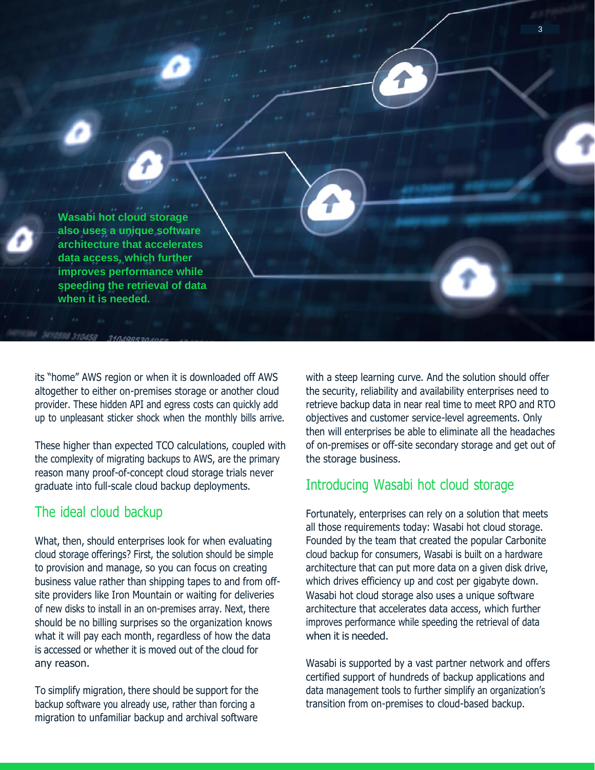> **Wasabi hot cloud storage also uses a unique software architecture that accelerates data access, which further improves performance while speeding the retrieval of data when it is needed.**

its "home" AWS region or when it is downloaded off AWS altogether to either on-premises storage or another cloud provider. These hidden API and egress costs can quickly add up to unpleasant sticker shock when the monthly bills arrive.

These higher than expected TCO calculations, coupled with the complexity of migrating backups to AWS, are the primary reason many proof-of-concept cloud storage trials never graduate into full-scale cloud backup deployments.

## The ideal cloud backup

What, then, should enterprises look for when evaluating cloud storage offerings? First, the solution should be simple to provision and manage, so you can focus on creating business value rather than shipping tapes to and from off-site providers like Iron Mountain or waiting for deliveries of new disks to install in an on-premises array. Next, there should be no billing surprises so the organization knows what it will pay each month, regardless of how the data is accessed or whether it is moved out of the cloud for any reason.

To simplify migration, there should be support for the backup software you already use, rather than forcing a migration to unfamiliar backup and archival software with a steep learning curve. And the solution should offer the security, reliability and availability enterprises need to retrieve backup data in near real time to meet RPO and RTO objectives and customer service-level agreements. Only then will enterprises be able to eliminate all the headaches of on-premises or off-site secondary storage and get out of the storage business.

## Introducing Wasabi hot cloud storage

Fortunately, enterprises can rely on a solution that meets all those requirements today: Wasabi hot cloud storage. Founded by the team that created the popular Carbonite cloud backup for consumers, Wasabi is built on a hardware architecture that can put more data on a given disk drive, which drives efficiency up and cost per gigabyte down. Wasabi hot cloud storage also uses a unique software architecture that accelerates data access, which further improves performance while speeding the retrieval of data when it is needed.

Wasabi is supported by a vast partner network and offers certified support of hundreds of backup applications and data management tools to further simplify an organization's transition from on-premises to cloud-based backup.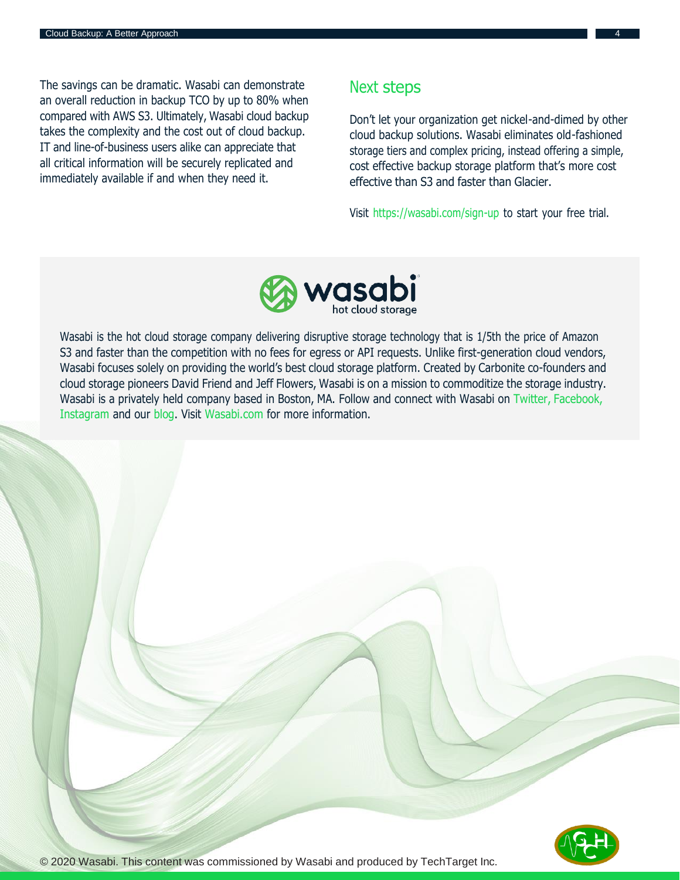The savings can be dramatic. Wasabi can demonstrate an overall reduction in backup TCO by up to 80% when compared with AWS S3. Ultimately, Wasabi cloud backup takes the complexity and the cost out of cloud backup. IT and line-of-business users alike can appreciate that all critical information will be securely replicated and immediately available if and when they need it.

## Next steps

Don't let your organization get nickel-and-dimed by other cloud backup solutions. Wasabi eliminates old-fashioned storage tiers and complex pricing, instead offering a simple, cost effective backup storage platform that's more cost effective than S3 and faster than Glacier.

Visit https://wasabi.com/sign-up to start your free trial.

wasabi
hot cloud storage

Wasabi is the hot cloud storage company delivering disruptive storage technology that is 1/5th the price of Amazon S3 and faster than the competition with no fees for egress or API requests. Unlike first-generation cloud vendors, Wasabi focuses solely on providing the world's best cloud storage platform. Created by Carbonite co-founders and cloud storage pioneers David Friend and Jeff Flowers, Wasabi is on a mission to commoditize the storage industry. Wasabi is a privately held company based in Boston, MA. Follow and connect with Wasabi on Twitter, Facebook, Instagram and our blog. Visit Wasabi.com for more information.

© 2020 Wasabi. This content was commissioned by Wasabi and produced by TechTarget Inc.